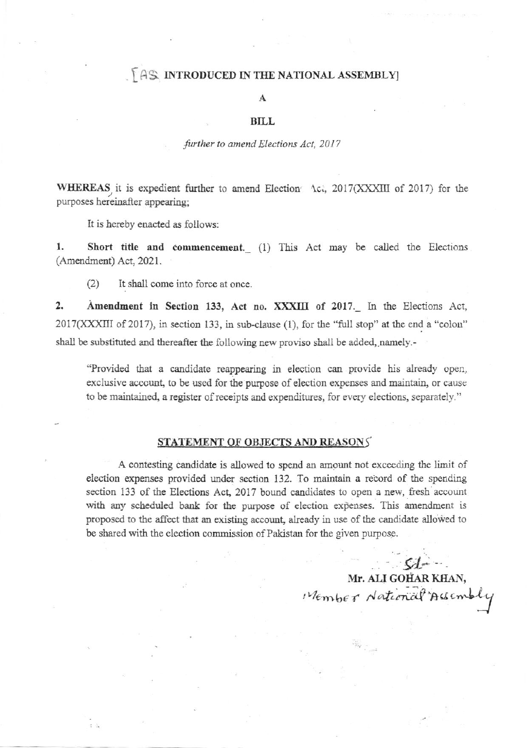[AS INTRODUCED IN THE NATIONAL ASSEMBLY]

**A**

**BILL**

*further to amend Elections Act, 2017*

**WHEREAS** it is expedient further to amend Election Act, 2017(XXXIII of 2017) for the purposes hereinafter appearing;

It is hereby enacted as follows:

**1. Short title and commencement.**_ (1) This Act may be called the Elections (Amendment) Act, 2021.

(2) It shall come into force at once.

**2. Amendment in Section 133, Act no. XXXIII of 2017.**_ In the Elections Act, 2017(XXXIII of 2017), in section 133, in sub-clause (1), for the "full stop" at the end a "colon" shall be substituted and thereafter the following new proviso shall be added, namely.-

> "Provided that a candidate reappearing in election can provide his already open, exclusive account, to be used for the purpose of election expenses and maintain, or cause to be maintained, a register of receipts and expenditures, for every elections, separately."

## STATEMENT OF OBJECTS AND REASONS

A contesting candidate is allowed to spend an amount not exceeding the limit of election expenses provided under section 132. To maintain a record of the spending section 133 of the Elections Act, 2017 bound candidates to open a new, fresh account with any scheduled bank for the purpose of election expenses. This amendment is proposed to the affect that an existing account, already in use of the candidate allowed to be shared with the election commission of Pakistan for the given purpose.

Sd/-

**Mr. ALI GOHAR KHAN,**
Member National Assembly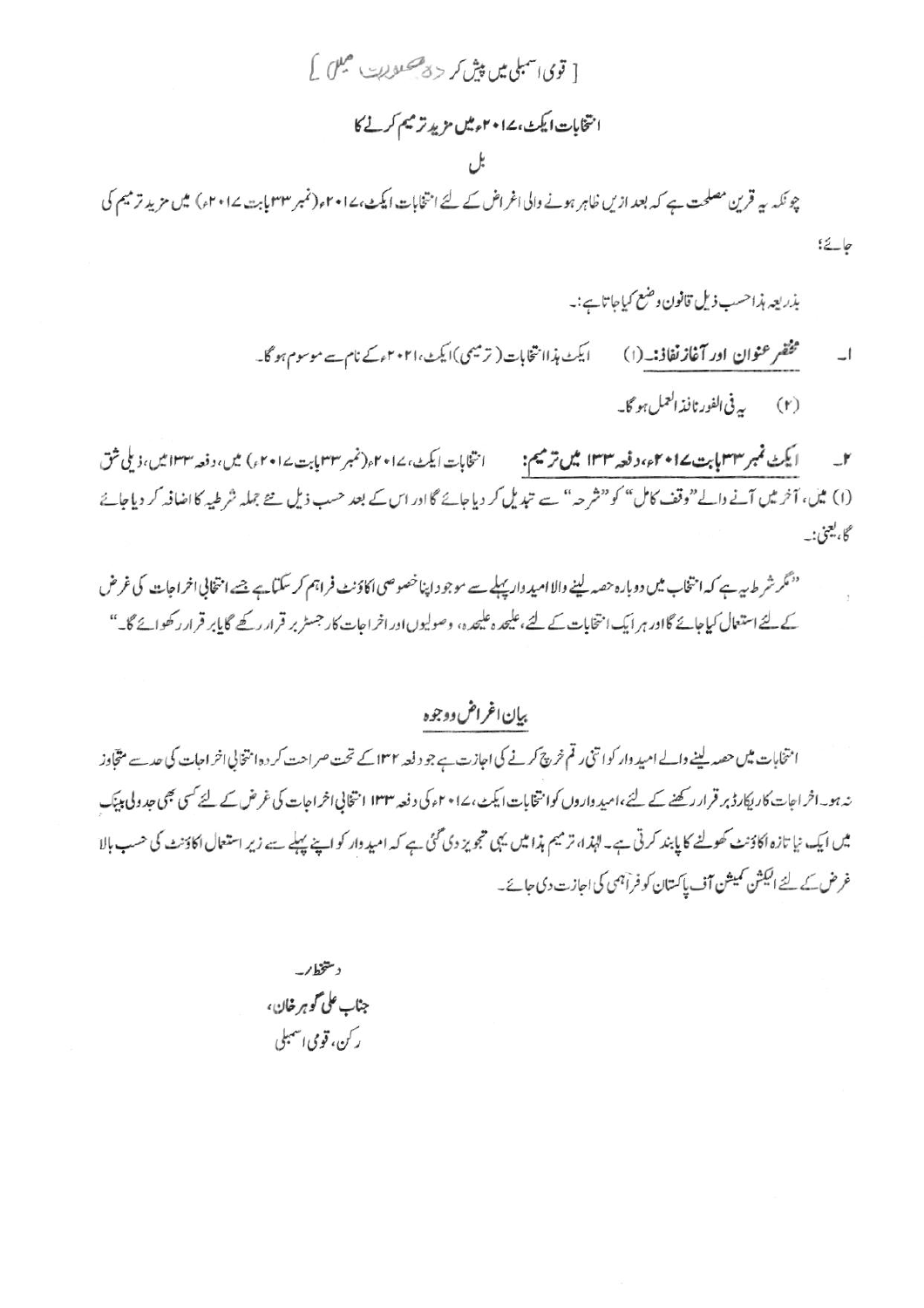[ قومی اسمبلی میں پیش کردہ صورت میں ]

## انتخابات ایکٹ، ۲۰۱۷ء میں مزید ترمیم کرنے کا

## بل

چونکہ یہ قرین مصلحت ہے کہ بعد ازیں ظاہر ہونے والی اغراض کے لئے انتخابات ایکٹ، ۲۰۱۷ء (نمبر ۳۳ بابت ۲۰۱۷ء) میں مزید ترمیم کی جائے؛

بذریعہ ہذا حسب ذیل قانون وضع کیا جاتا ہے:۔

۱۔ **مختصر عنوان اور آغاز نفاذ:۔** (۱) ایکٹ ہذا انتخابات (ترمیمی) ایکٹ، ۲۰۲۱ء کے نام سے موسوم ہوگا۔

(۲) یہ فی الفور نافذ العمل ہوگا۔

۲۔ **ایکٹ نمبر ۳۳ بابت ۲۰۱۷ء، دفعہ ۱۳۳ میں ترمیم:** انتخابات ایکٹ، ۲۰۱۷ء (نمبر ۳۳ بابت ۲۰۱۷ء) میں، دفعہ ۱۳۳ میں، ذیلی شق (۱) میں، آخر میں آنے والے "وقف کامل" کو "شرحہ" سے تبدیل کر دیا جائے گا اور اس کے بعد حسب ذیل نئے جملہ شرطیہ کا اضافہ کر دیا جائے گا، یعنی:۔

"مگر شرط یہ ہے کہ انتخاب میں دوبارہ حصہ لینے والا امیدوار پہلے سے موجود اپنا خصوصی اکاؤنٹ فراہم کر سکتا ہے جسے انتخابی اخراجات کی غرض کے لئے استعمال کیا جائے گا اور ہر ایک انتخابات کے لئے، علیحدہ علیحدہ، وصولیوں اور اخراجات کا رجسٹر برقرار رکھے گا یا برقرار رکھوائے گا۔"

## بیان اغراض و وجوہ

انتخابات میں حصہ لینے والے امیدوار کو اتنی رقم خرچ کرنے کی اجازت ہے جو دفعہ ۱۳۲ کے تحت صراحت کردہ انتخابی اخراجات کی حد سے متجاوز نہ ہو۔ اخراجات کا ریکارڈ برقرار رکھنے کے لئے، امیدواروں کو انتخابات ایکٹ، ۲۰۱۷ء کی دفعہ ۱۳۳ انتخابی اخراجات کی غرض کے لئے کسی بھی جدولی بینک میں ایک نیا تازہ اکاؤنٹ کھولنے کا پابند کرتی ہے۔ لہٰذا، ترمیم ہذا میں یہی تجویز دی گئی ہے کہ امیدوار کو اپنے پہلے سے زیر استعمال اکاؤنٹ کی حسب بالا غرض کے لئے الیکشن کمیشن آف پاکستان کو فراہمی کی اجازت دی جائے۔

دستخط/۔
**جناب علی گوہر خان،**
رکن، قومی اسمبلی